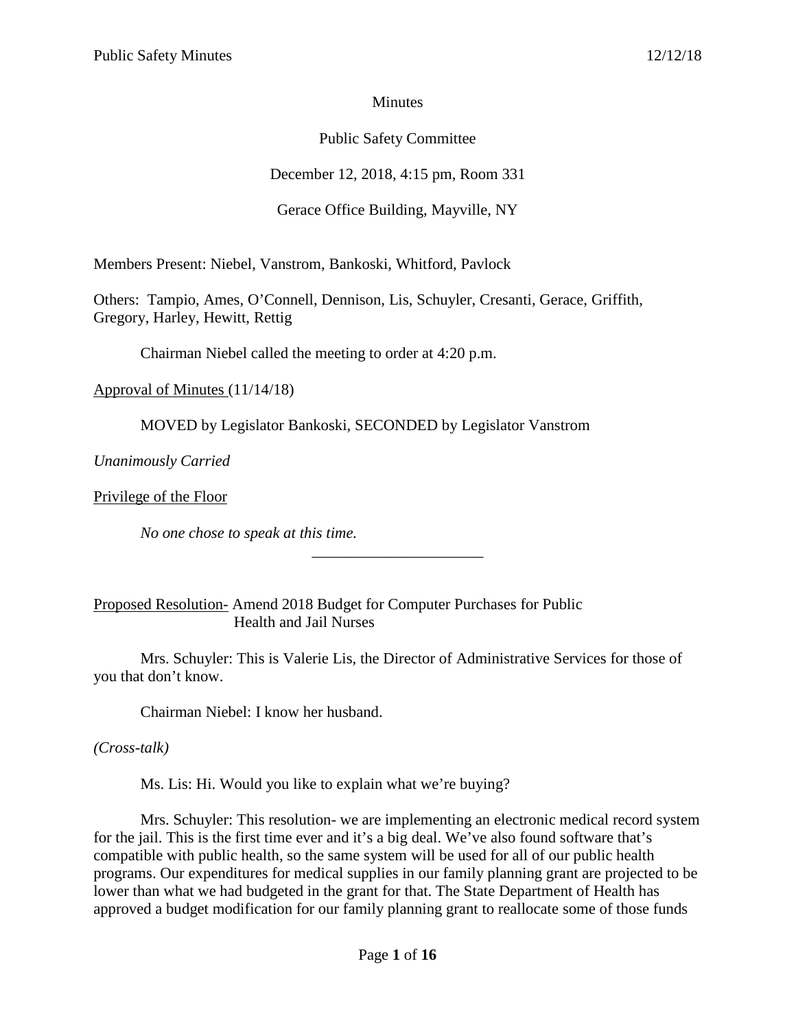Minutes

Public Safety Committee

December 12, 2018, 4:15 pm, Room 331

Gerace Office Building, Mayville, NY

Members Present: Niebel, Vanstrom, Bankoski, Whitford, Pavlock

Others: Tampio, Ames, O'Connell, Dennison, Lis, Schuyler, Cresanti, Gerace, Griffith, Gregory, Harley, Hewitt, Rettig

Chairman Niebel called the meeting to order at 4:20 p.m.

Approval of Minutes (11/14/18)

MOVED by Legislator Bankoski, SECONDED by Legislator Vanstrom

*Unanimously Carried*

Privilege of the Floor

*No one chose to speak at this time.*

---

Proposed Resolution- Amend 2018 Budget for Computer Purchases for Public Health and Jail Nurses

Mrs. Schuyler: This is Valerie Lis, the Director of Administrative Services for those of you that don't know.

Chairman Niebel: I know her husband.

*(Cross-talk)*

Ms. Lis: Hi. Would you like to explain what we're buying?

Mrs. Schuyler: This resolution- we are implementing an electronic medical record system for the jail. This is the first time ever and it's a big deal. We've also found software that's compatible with public health, so the same system will be used for all of our public health programs. Our expenditures for medical supplies in our family planning grant are projected to be lower than what we had budgeted in the grant for that. The State Department of Health has approved a budget modification for our family planning grant to reallocate some of those funds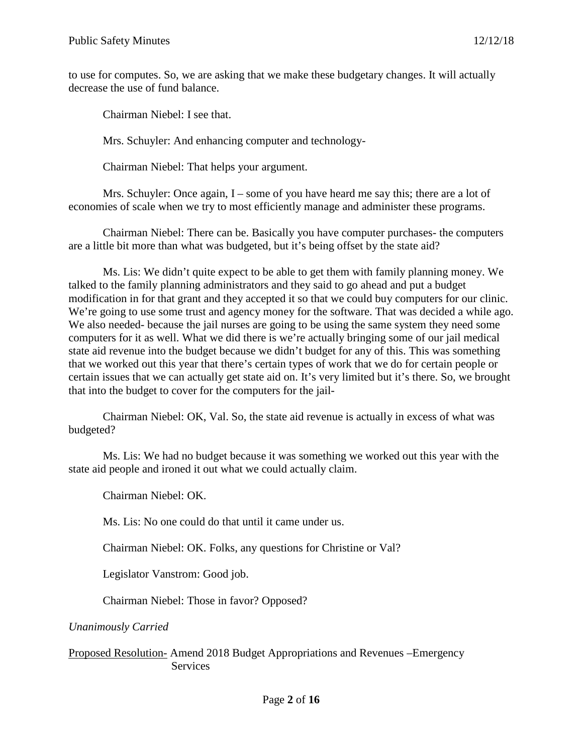to use for computes. So, we are asking that we make these budgetary changes. It will actually decrease the use of fund balance.

Chairman Niebel: I see that.

Mrs. Schuyler: And enhancing computer and technology-

Chairman Niebel: That helps your argument.

Mrs. Schuyler: Once again, I – some of you have heard me say this; there are a lot of economies of scale when we try to most efficiently manage and administer these programs.

Chairman Niebel: There can be. Basically you have computer purchases- the computers are a little bit more than what was budgeted, but it's being offset by the state aid?

Ms. Lis: We didn't quite expect to be able to get them with family planning money. We talked to the family planning administrators and they said to go ahead and put a budget modification in for that grant and they accepted it so that we could buy computers for our clinic. We're going to use some trust and agency money for the software. That was decided a while ago. We also needed- because the jail nurses are going to be using the same system they need some computers for it as well. What we did there is we're actually bringing some of our jail medical state aid revenue into the budget because we didn't budget for any of this. This was something that we worked out this year that there's certain types of work that we do for certain people or certain issues that we can actually get state aid on. It's very limited but it's there. So, we brought that into the budget to cover for the computers for the jail-

Chairman Niebel: OK, Val. So, the state aid revenue is actually in excess of what was budgeted?

Ms. Lis: We had no budget because it was something we worked out this year with the state aid people and ironed it out what we could actually claim.

Chairman Niebel: OK.

Ms. Lis: No one could do that until it came under us.

Chairman Niebel: OK. Folks, any questions for Christine or Val?

Legislator Vanstrom: Good job.

Chairman Niebel: Those in favor? Opposed?

*Unanimously Carried*

Proposed Resolution- Amend 2018 Budget Appropriations and Revenues –Emergency Services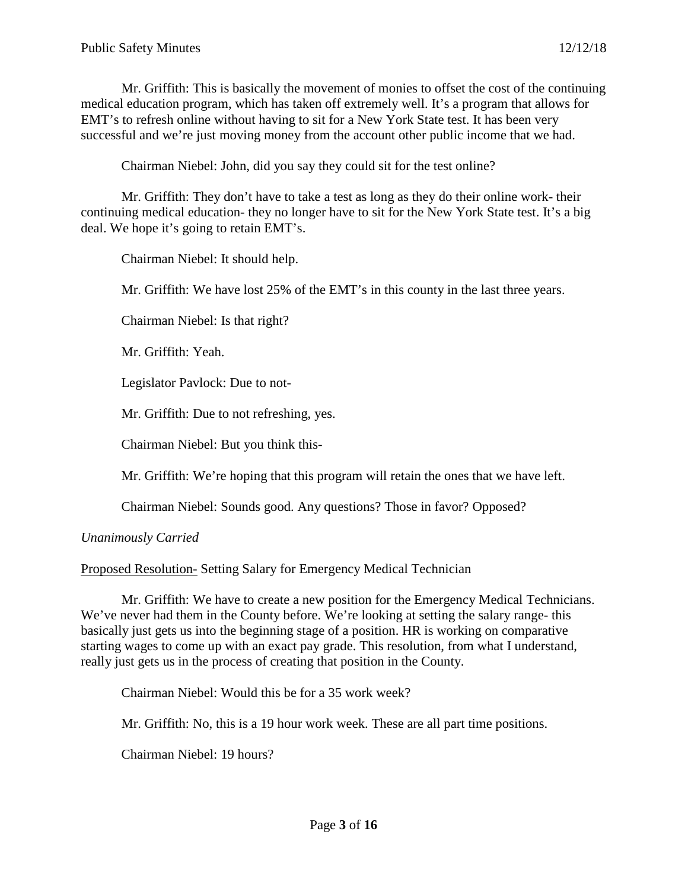Mr. Griffith: This is basically the movement of monies to offset the cost of the continuing medical education program, which has taken off extremely well. It's a program that allows for EMT's to refresh online without having to sit for a New York State test. It has been very successful and we're just moving money from the account other public income that we had.

Chairman Niebel: John, did you say they could sit for the test online?

Mr. Griffith: They don't have to take a test as long as they do their online work- their continuing medical education- they no longer have to sit for the New York State test. It's a big deal. We hope it's going to retain EMT's.

Chairman Niebel: It should help.

Mr. Griffith: We have lost 25% of the EMT's in this county in the last three years.

Chairman Niebel: Is that right?

Mr. Griffith: Yeah.

Legislator Pavlock: Due to not-

Mr. Griffith: Due to not refreshing, yes.

Chairman Niebel: But you think this-

Mr. Griffith: We're hoping that this program will retain the ones that we have left.

Chairman Niebel: Sounds good. Any questions? Those in favor? Opposed?

*Unanimously Carried*

<u>Proposed Resolution-</u> Setting Salary for Emergency Medical Technician

Mr. Griffith: We have to create a new position for the Emergency Medical Technicians. We've never had them in the County before. We're looking at setting the salary range- this basically just gets us into the beginning stage of a position. HR is working on comparative starting wages to come up with an exact pay grade. This resolution, from what I understand, really just gets us in the process of creating that position in the County.

Chairman Niebel: Would this be for a 35 work week?

Mr. Griffith: No, this is a 19 hour work week. These are all part time positions.

Chairman Niebel: 19 hours?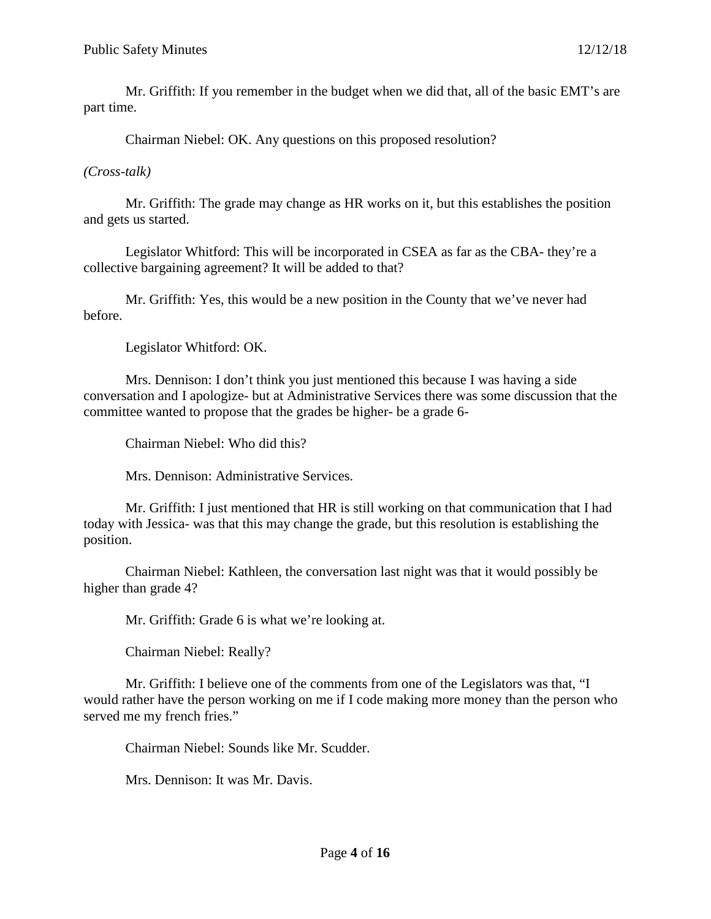Mr. Griffith: If you remember in the budget when we did that, all of the basic EMT's are part time.

Chairman Niebel: OK. Any questions on this proposed resolution?

*(Cross-talk)*

Mr. Griffith: The grade may change as HR works on it, but this establishes the position and gets us started.

Legislator Whitford: This will be incorporated in CSEA as far as the CBA- they're a collective bargaining agreement? It will be added to that?

Mr. Griffith: Yes, this would be a new position in the County that we've never had before.

Legislator Whitford: OK.

Mrs. Dennison: I don't think you just mentioned this because I was having a side conversation and I apologize- but at Administrative Services there was some discussion that the committee wanted to propose that the grades be higher- be a grade 6-

Chairman Niebel: Who did this?

Mrs. Dennison: Administrative Services.

Mr. Griffith: I just mentioned that HR is still working on that communication that I had today with Jessica- was that this may change the grade, but this resolution is establishing the position.

Chairman Niebel: Kathleen, the conversation last night was that it would possibly be higher than grade 4?

Mr. Griffith: Grade 6 is what we're looking at.

Chairman Niebel: Really?

Mr. Griffith: I believe one of the comments from one of the Legislators was that, "I would rather have the person working on me if I code making more money than the person who served me my french fries."

Chairman Niebel: Sounds like Mr. Scudder.

Mrs. Dennison: It was Mr. Davis.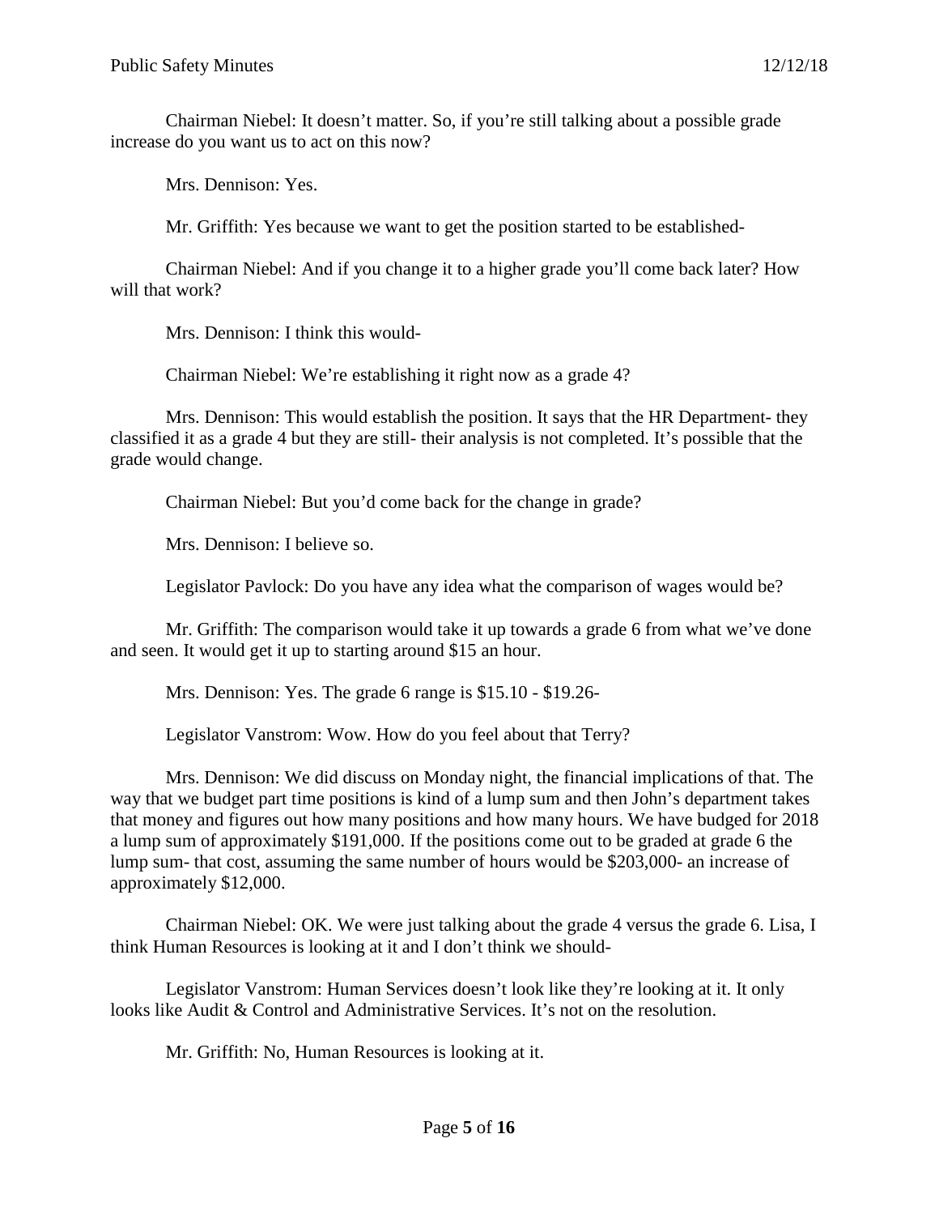Chairman Niebel: It doesn't matter. So, if you're still talking about a possible grade increase do you want us to act on this now?

Mrs. Dennison: Yes.

Mr. Griffith: Yes because we want to get the position started to be established-

Chairman Niebel: And if you change it to a higher grade you'll come back later? How will that work?

Mrs. Dennison: I think this would-

Chairman Niebel: We're establishing it right now as a grade 4?

Mrs. Dennison: This would establish the position. It says that the HR Department- they classified it as a grade 4 but they are still- their analysis is not completed. It's possible that the grade would change.

Chairman Niebel: But you'd come back for the change in grade?

Mrs. Dennison: I believe so.

Legislator Pavlock: Do you have any idea what the comparison of wages would be?

Mr. Griffith: The comparison would take it up towards a grade 6 from what we've done and seen. It would get it up to starting around $15 an hour.

Mrs. Dennison: Yes. The grade 6 range is $15.10 - $19.26-

Legislator Vanstrom: Wow. How do you feel about that Terry?

Mrs. Dennison: We did discuss on Monday night, the financial implications of that. The way that we budget part time positions is kind of a lump sum and then John's department takes that money and figures out how many positions and how many hours. We have budged for 2018 a lump sum of approximately $191,000. If the positions come out to be graded at grade 6 the lump sum- that cost, assuming the same number of hours would be $203,000- an increase of approximately $12,000.

Chairman Niebel: OK. We were just talking about the grade 4 versus the grade 6. Lisa, I think Human Resources is looking at it and I don't think we should-

Legislator Vanstrom: Human Services doesn't look like they're looking at it. It only looks like Audit & Control and Administrative Services. It's not on the resolution.

Mr. Griffith: No, Human Resources is looking at it.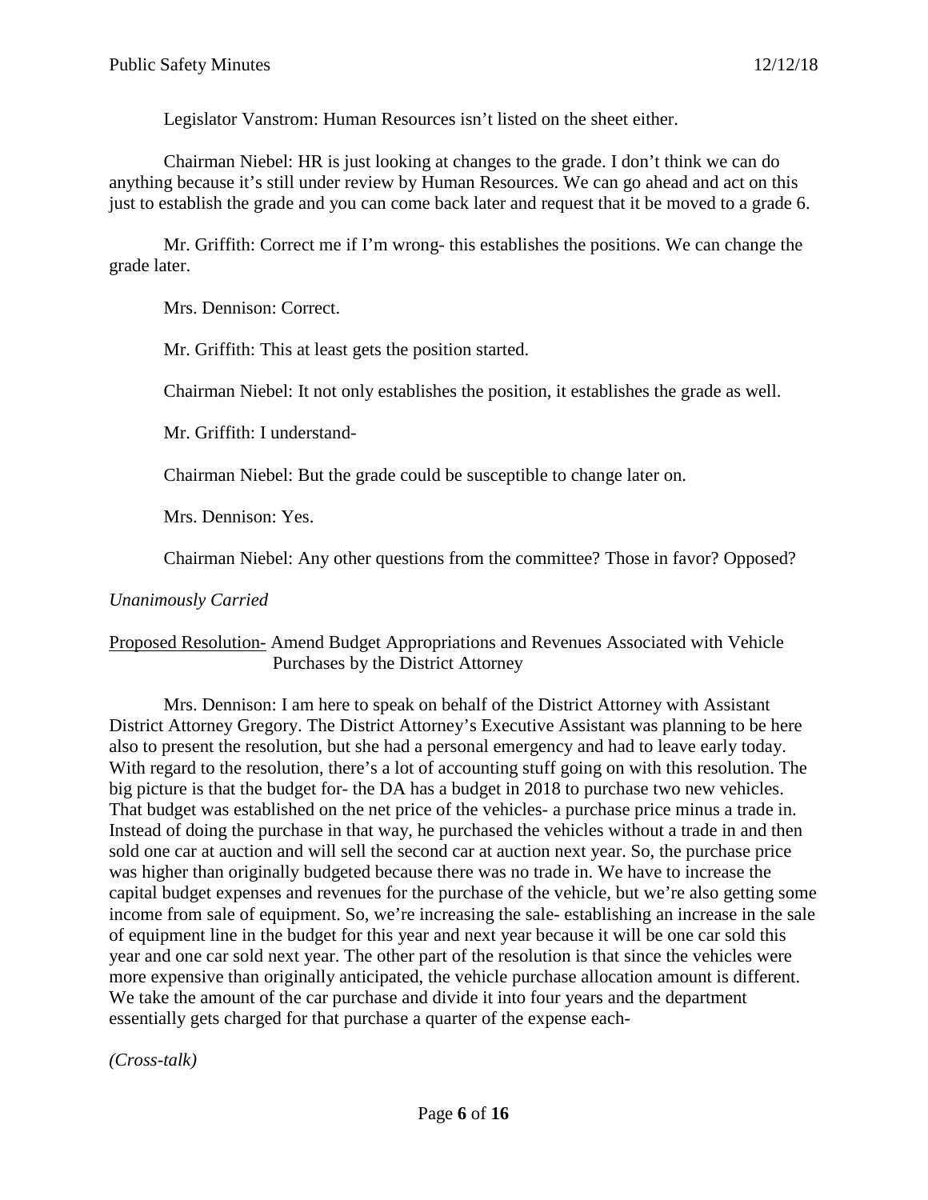Legislator Vanstrom: Human Resources isn't listed on the sheet either.

Chairman Niebel: HR is just looking at changes to the grade. I don't think we can do anything because it's still under review by Human Resources. We can go ahead and act on this just to establish the grade and you can come back later and request that it be moved to a grade 6.

Mr. Griffith: Correct me if I'm wrong- this establishes the positions. We can change the grade later.

Mrs. Dennison: Correct.

Mr. Griffith: This at least gets the position started.

Chairman Niebel: It not only establishes the position, it establishes the grade as well.

Mr. Griffith: I understand-

Chairman Niebel: But the grade could be susceptible to change later on.

Mrs. Dennison: Yes.

Chairman Niebel: Any other questions from the committee? Those in favor? Opposed?

*Unanimously Carried*

<u>Proposed Resolution-</u> Amend Budget Appropriations and Revenues Associated with Vehicle Purchases by the District Attorney

Mrs. Dennison: I am here to speak on behalf of the District Attorney with Assistant District Attorney Gregory. The District Attorney's Executive Assistant was planning to be here also to present the resolution, but she had a personal emergency and had to leave early today. With regard to the resolution, there's a lot of accounting stuff going on with this resolution. The big picture is that the budget for- the DA has a budget in 2018 to purchase two new vehicles. That budget was established on the net price of the vehicles- a purchase price minus a trade in. Instead of doing the purchase in that way, he purchased the vehicles without a trade in and then sold one car at auction and will sell the second car at auction next year. So, the purchase price was higher than originally budgeted because there was no trade in. We have to increase the capital budget expenses and revenues for the purchase of the vehicle, but we're also getting some income from sale of equipment. So, we're increasing the sale- establishing an increase in the sale of equipment line in the budget for this year and next year because it will be one car sold this year and one car sold next year. The other part of the resolution is that since the vehicles were more expensive than originally anticipated, the vehicle purchase allocation amount is different. We take the amount of the car purchase and divide it into four years and the department essentially gets charged for that purchase a quarter of the expense each-

*(Cross-talk)*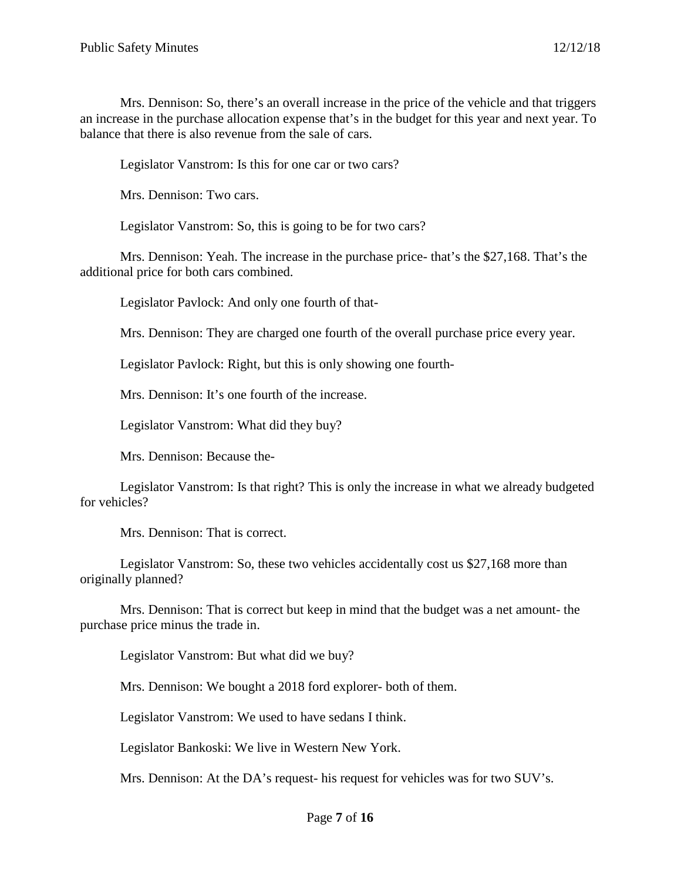Mrs. Dennison: So, there's an overall increase in the price of the vehicle and that triggers an increase in the purchase allocation expense that's in the budget for this year and next year. To balance that there is also revenue from the sale of cars.

Legislator Vanstrom: Is this for one car or two cars?

Mrs. Dennison: Two cars.

Legislator Vanstrom: So, this is going to be for two cars?

Mrs. Dennison: Yeah. The increase in the purchase price- that's the $27,168. That's the additional price for both cars combined.

Legislator Pavlock: And only one fourth of that-

Mrs. Dennison: They are charged one fourth of the overall purchase price every year.

Legislator Pavlock: Right, but this is only showing one fourth-

Mrs. Dennison: It's one fourth of the increase.

Legislator Vanstrom: What did they buy?

Mrs. Dennison: Because the-

Legislator Vanstrom: Is that right? This is only the increase in what we already budgeted for vehicles?

Mrs. Dennison: That is correct.

Legislator Vanstrom: So, these two vehicles accidentally cost us $27,168 more than originally planned?

Mrs. Dennison: That is correct but keep in mind that the budget was a net amount- the purchase price minus the trade in.

Legislator Vanstrom: But what did we buy?

Mrs. Dennison: We bought a 2018 ford explorer- both of them.

Legislator Vanstrom: We used to have sedans I think.

Legislator Bankoski: We live in Western New York.

Mrs. Dennison: At the DA's request- his request for vehicles was for two SUV's.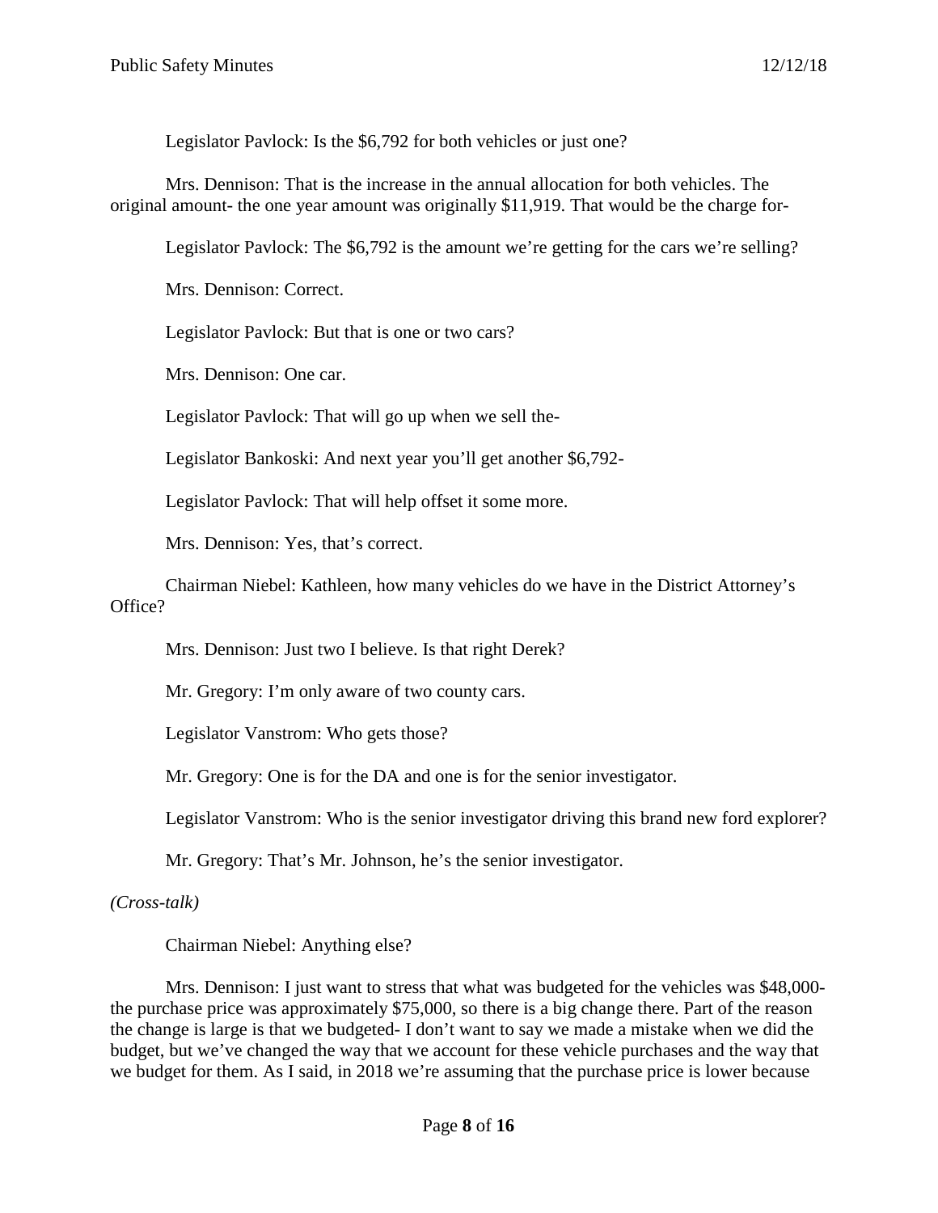Legislator Pavlock: Is the $6,792 for both vehicles or just one?

Mrs. Dennison: That is the increase in the annual allocation for both vehicles. The original amount- the one year amount was originally $11,919. That would be the charge for-

Legislator Pavlock: The $6,792 is the amount we're getting for the cars we're selling?

Mrs. Dennison: Correct.

Legislator Pavlock: But that is one or two cars?

Mrs. Dennison: One car.

Legislator Pavlock: That will go up when we sell the-

Legislator Bankoski: And next year you'll get another $6,792-

Legislator Pavlock: That will help offset it some more.

Mrs. Dennison: Yes, that's correct.

Chairman Niebel: Kathleen, how many vehicles do we have in the District Attorney's Office?

Mrs. Dennison: Just two I believe. Is that right Derek?

Mr. Gregory: I'm only aware of two county cars.

Legislator Vanstrom: Who gets those?

Mr. Gregory: One is for the DA and one is for the senior investigator.

Legislator Vanstrom: Who is the senior investigator driving this brand new ford explorer?

Mr. Gregory: That's Mr. Johnson, he's the senior investigator.

*(Cross-talk)*

Chairman Niebel: Anything else?

Mrs. Dennison: I just want to stress that what was budgeted for the vehicles was $48,000- the purchase price was approximately $75,000, so there is a big change there. Part of the reason the change is large is that we budgeted- I don't want to say we made a mistake when we did the budget, but we've changed the way that we account for these vehicle purchases and the way that we budget for them. As I said, in 2018 we're assuming that the purchase price is lower because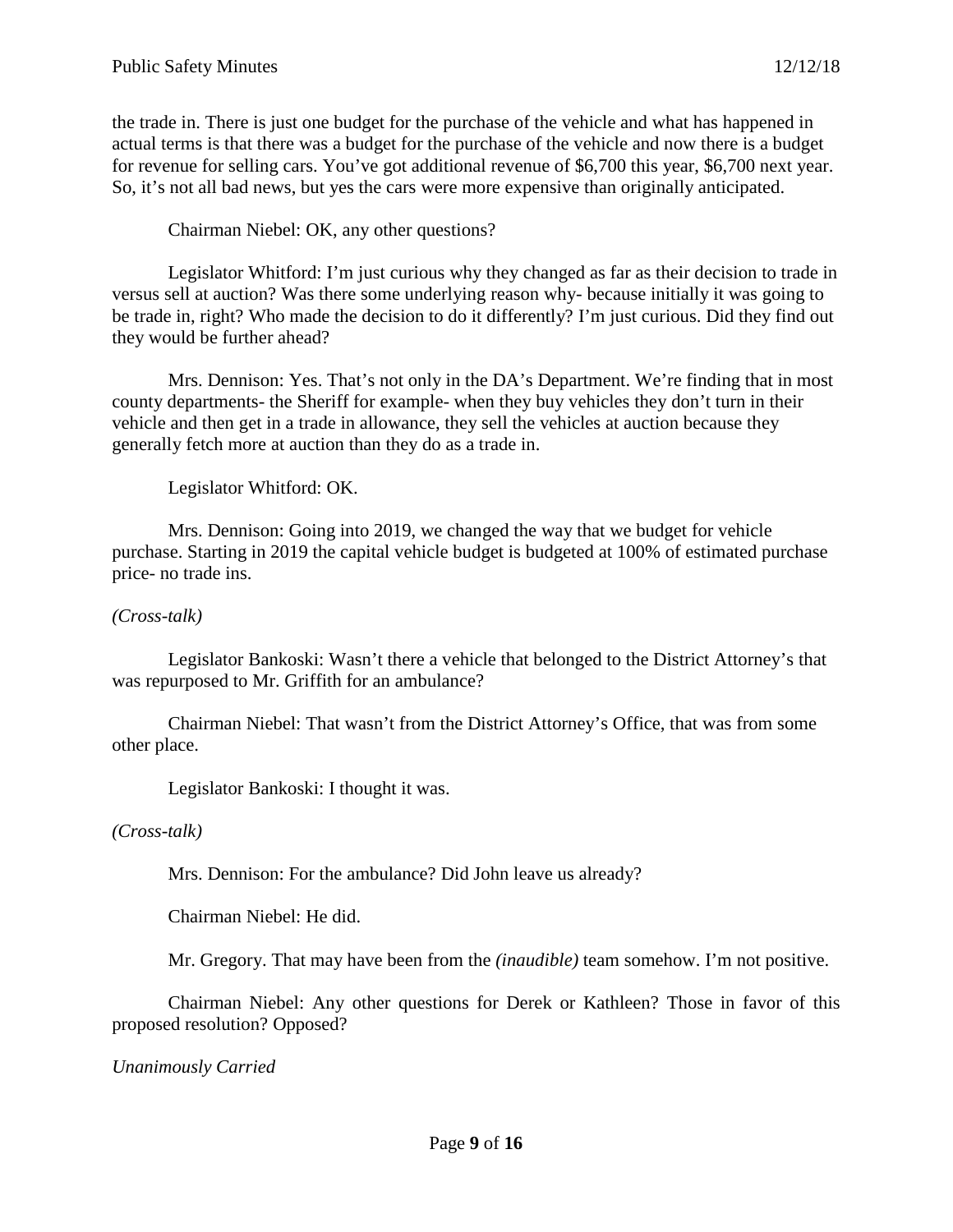the trade in. There is just one budget for the purchase of the vehicle and what has happened in actual terms is that there was a budget for the purchase of the vehicle and now there is a budget for revenue for selling cars. You've got additional revenue of $6,700 this year, $6,700 next year. So, it's not all bad news, but yes the cars were more expensive than originally anticipated.

Chairman Niebel: OK, any other questions?

Legislator Whitford: I'm just curious why they changed as far as their decision to trade in versus sell at auction? Was there some underlying reason why- because initially it was going to be trade in, right? Who made the decision to do it differently? I'm just curious. Did they find out they would be further ahead?

Mrs. Dennison: Yes. That's not only in the DA's Department. We're finding that in most county departments- the Sheriff for example- when they buy vehicles they don't turn in their vehicle and then get in a trade in allowance, they sell the vehicles at auction because they generally fetch more at auction than they do as a trade in.

Legislator Whitford: OK.

Mrs. Dennison: Going into 2019, we changed the way that we budget for vehicle purchase. Starting in 2019 the capital vehicle budget is budgeted at 100% of estimated purchase price- no trade ins.

*(Cross-talk)*

Legislator Bankoski: Wasn't there a vehicle that belonged to the District Attorney's that was repurposed to Mr. Griffith for an ambulance?

Chairman Niebel: That wasn't from the District Attorney's Office, that was from some other place.

Legislator Bankoski: I thought it was.

*(Cross-talk)*

Mrs. Dennison: For the ambulance? Did John leave us already?

Chairman Niebel: He did.

Mr. Gregory. That may have been from the *(inaudible)* team somehow. I'm not positive.

Chairman Niebel: Any other questions for Derek or Kathleen? Those in favor of this proposed resolution? Opposed?

*Unanimously Carried*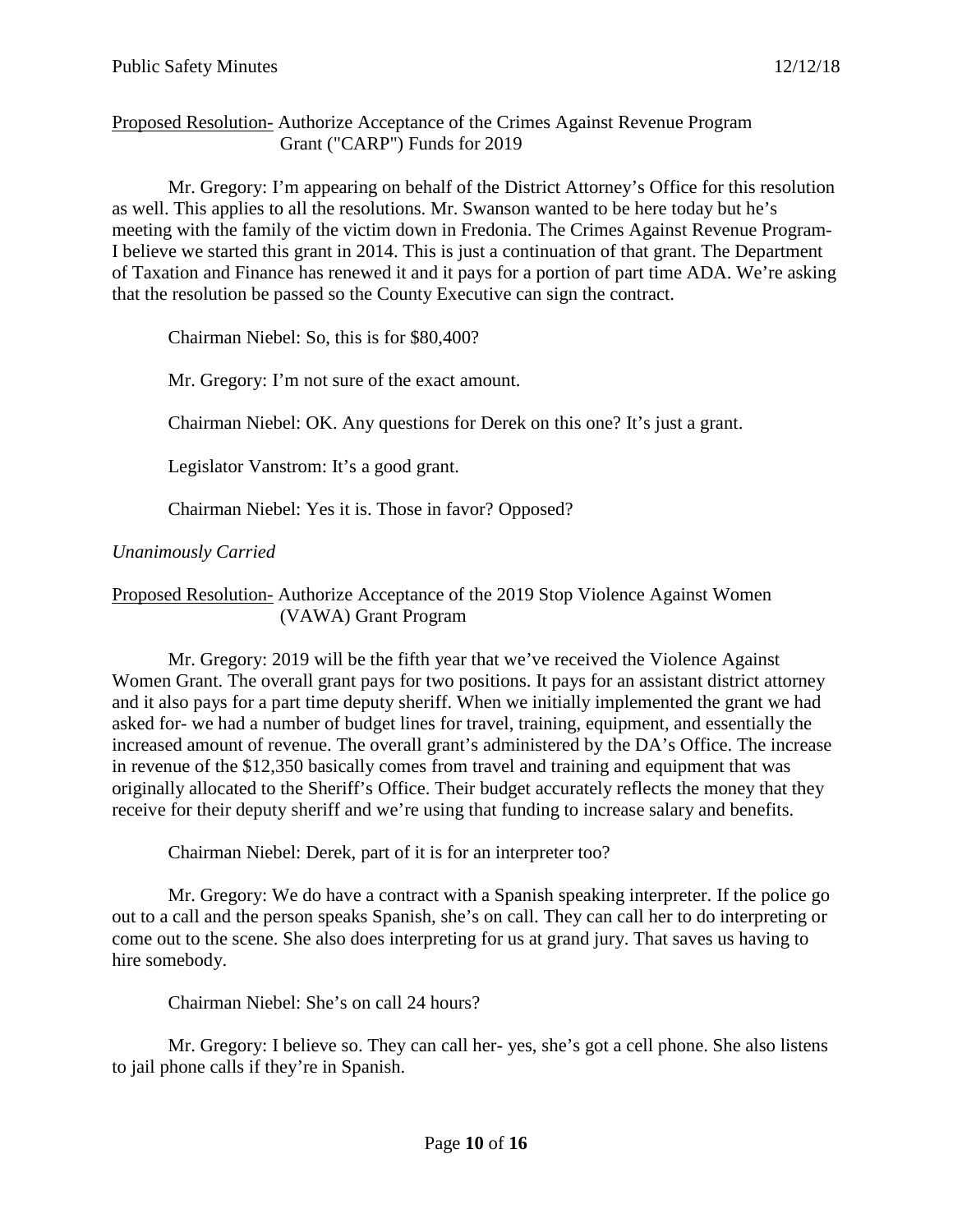Proposed Resolution- Authorize Acceptance of the Crimes Against Revenue Program Grant ("CARP") Funds for 2019

Mr. Gregory: I'm appearing on behalf of the District Attorney's Office for this resolution as well. This applies to all the resolutions. Mr. Swanson wanted to be here today but he's meeting with the family of the victim down in Fredonia. The Crimes Against Revenue Program- I believe we started this grant in 2014. This is just a continuation of that grant. The Department of Taxation and Finance has renewed it and it pays for a portion of part time ADA. We're asking that the resolution be passed so the County Executive can sign the contract.

Chairman Niebel: So, this is for $80,400?

Mr. Gregory: I'm not sure of the exact amount.

Chairman Niebel: OK. Any questions for Derek on this one? It's just a grant.

Legislator Vanstrom: It's a good grant.

Chairman Niebel: Yes it is. Those in favor? Opposed?

*Unanimously Carried*

Proposed Resolution- Authorize Acceptance of the 2019 Stop Violence Against Women (VAWA) Grant Program

Mr. Gregory: 2019 will be the fifth year that we've received the Violence Against Women Grant. The overall grant pays for two positions. It pays for an assistant district attorney and it also pays for a part time deputy sheriff. When we initially implemented the grant we had asked for- we had a number of budget lines for travel, training, equipment, and essentially the increased amount of revenue. The overall grant's administered by the DA's Office. The increase in revenue of the $12,350 basically comes from travel and training and equipment that was originally allocated to the Sheriff's Office. Their budget accurately reflects the money that they receive for their deputy sheriff and we're using that funding to increase salary and benefits.

Chairman Niebel: Derek, part of it is for an interpreter too?

Mr. Gregory: We do have a contract with a Spanish speaking interpreter. If the police go out to a call and the person speaks Spanish, she's on call. They can call her to do interpreting or come out to the scene. She also does interpreting for us at grand jury. That saves us having to hire somebody.

Chairman Niebel: She's on call 24 hours?

Mr. Gregory: I believe so. They can call her- yes, she's got a cell phone. She also listens to jail phone calls if they're in Spanish.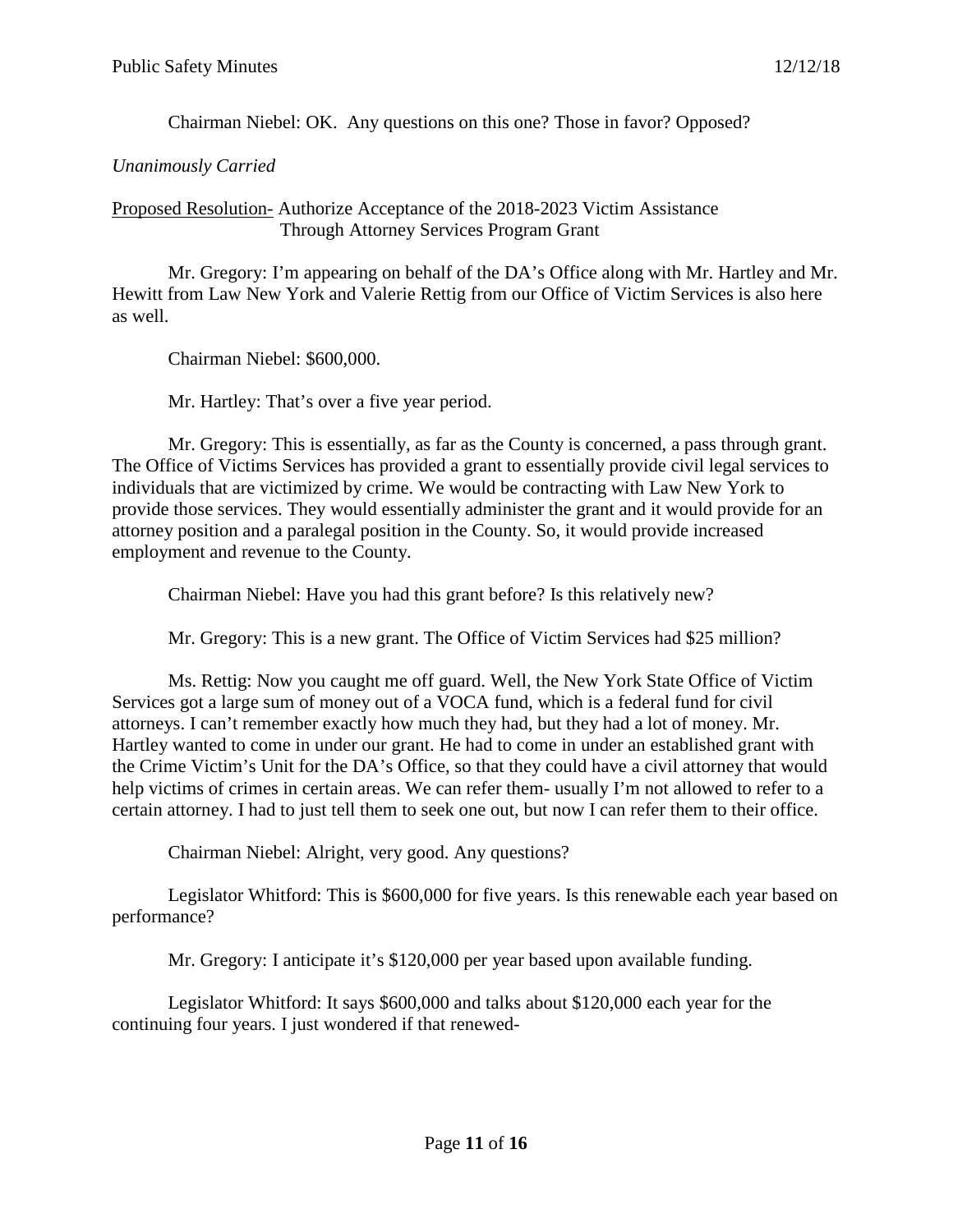Chairman Niebel: OK. Any questions on this one? Those in favor? Opposed?

*Unanimously Carried*

<u>Proposed Resolution-</u> Authorize Acceptance of the 2018-2023 Victim Assistance Through Attorney Services Program Grant

Mr. Gregory: I'm appearing on behalf of the DA's Office along with Mr. Hartley and Mr. Hewitt from Law New York and Valerie Rettig from our Office of Victim Services is also here as well.

Chairman Niebel: $600,000.

Mr. Hartley: That's over a five year period.

Mr. Gregory: This is essentially, as far as the County is concerned, a pass through grant. The Office of Victims Services has provided a grant to essentially provide civil legal services to individuals that are victimized by crime. We would be contracting with Law New York to provide those services. They would essentially administer the grant and it would provide for an attorney position and a paralegal position in the County. So, it would provide increased employment and revenue to the County.

Chairman Niebel: Have you had this grant before? Is this relatively new?

Mr. Gregory: This is a new grant. The Office of Victim Services had $25 million?

Ms. Rettig: Now you caught me off guard. Well, the New York State Office of Victim Services got a large sum of money out of a VOCA fund, which is a federal fund for civil attorneys. I can't remember exactly how much they had, but they had a lot of money. Mr. Hartley wanted to come in under our grant. He had to come in under an established grant with the Crime Victim's Unit for the DA's Office, so that they could have a civil attorney that would help victims of crimes in certain areas. We can refer them- usually I'm not allowed to refer to a certain attorney. I had to just tell them to seek one out, but now I can refer them to their office.

Chairman Niebel: Alright, very good. Any questions?

Legislator Whitford: This is $600,000 for five years. Is this renewable each year based on performance?

Mr. Gregory: I anticipate it's $120,000 per year based upon available funding.

Legislator Whitford: It says $600,000 and talks about $120,000 each year for the continuing four years. I just wondered if that renewed-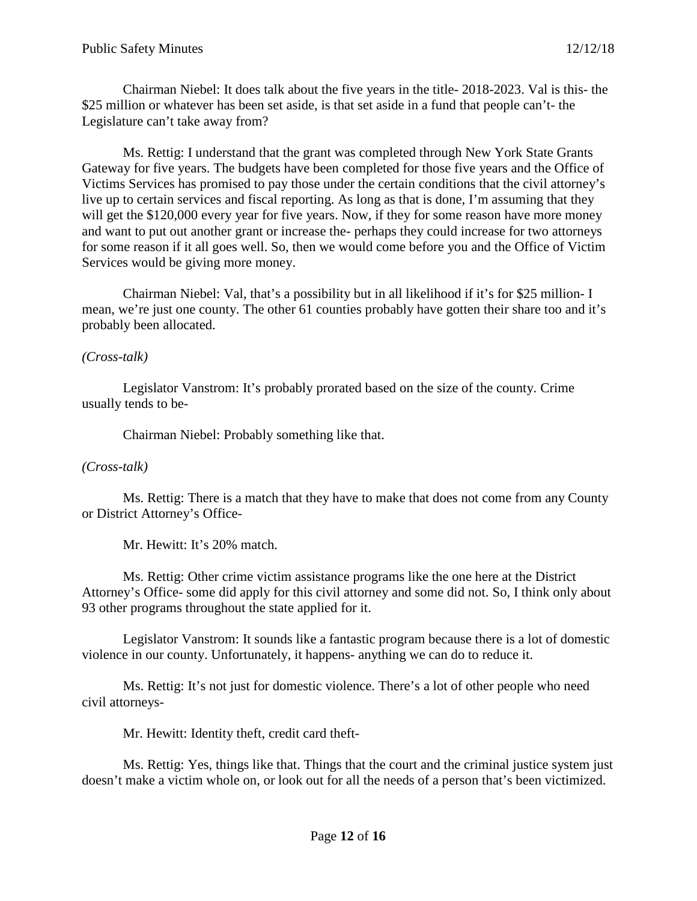Chairman Niebel: It does talk about the five years in the title- 2018-2023. Val is this- the $25 million or whatever has been set aside, is that set aside in a fund that people can't- the Legislature can't take away from?

Ms. Rettig: I understand that the grant was completed through New York State Grants Gateway for five years. The budgets have been completed for those five years and the Office of Victims Services has promised to pay those under the certain conditions that the civil attorney's live up to certain services and fiscal reporting. As long as that is done, I'm assuming that they will get the $120,000 every year for five years. Now, if they for some reason have more money and want to put out another grant or increase the- perhaps they could increase for two attorneys for some reason if it all goes well. So, then we would come before you and the Office of Victim Services would be giving more money.

Chairman Niebel: Val, that's a possibility but in all likelihood if it's for $25 million- I mean, we're just one county. The other 61 counties probably have gotten their share too and it's probably been allocated.

*(Cross-talk)*

Legislator Vanstrom: It's probably prorated based on the size of the county. Crime usually tends to be-

Chairman Niebel: Probably something like that.

*(Cross-talk)*

Ms. Rettig: There is a match that they have to make that does not come from any County or District Attorney's Office-

Mr. Hewitt: It's 20% match.

Ms. Rettig: Other crime victim assistance programs like the one here at the District Attorney's Office- some did apply for this civil attorney and some did not. So, I think only about 93 other programs throughout the state applied for it.

Legislator Vanstrom: It sounds like a fantastic program because there is a lot of domestic violence in our county. Unfortunately, it happens- anything we can do to reduce it.

Ms. Rettig: It's not just for domestic violence. There's a lot of other people who need civil attorneys-

Mr. Hewitt: Identity theft, credit card theft-

Ms. Rettig: Yes, things like that. Things that the court and the criminal justice system just doesn't make a victim whole on, or look out for all the needs of a person that's been victimized.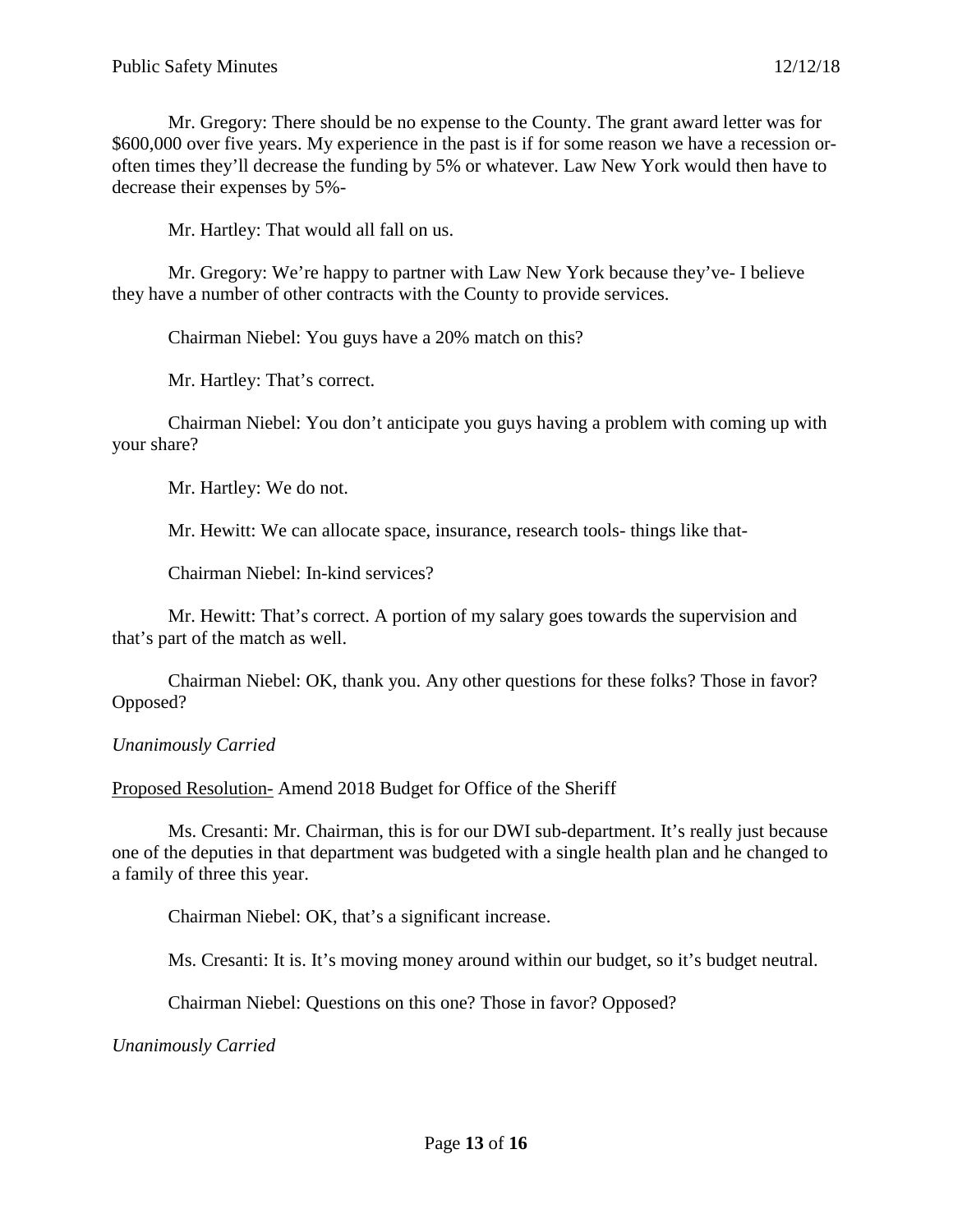Mr. Gregory: There should be no expense to the County. The grant award letter was for $600,000 over five years. My experience in the past is if for some reason we have a recession or- often times they'll decrease the funding by 5% or whatever. Law New York would then have to decrease their expenses by 5%-

Mr. Hartley: That would all fall on us.

Mr. Gregory: We're happy to partner with Law New York because they've- I believe they have a number of other contracts with the County to provide services.

Chairman Niebel: You guys have a 20% match on this?

Mr. Hartley: That's correct.

Chairman Niebel: You don't anticipate you guys having a problem with coming up with your share?

Mr. Hartley: We do not.

Mr. Hewitt: We can allocate space, insurance, research tools- things like that-

Chairman Niebel: In-kind services?

Mr. Hewitt: That's correct. A portion of my salary goes towards the supervision and that's part of the match as well.

Chairman Niebel: OK, thank you. Any other questions for these folks? Those in favor? Opposed?

*Unanimously Carried*

<u>Proposed Resolution-</u> Amend 2018 Budget for Office of the Sheriff

Ms. Cresanti: Mr. Chairman, this is for our DWI sub-department. It's really just because one of the deputies in that department was budgeted with a single health plan and he changed to a family of three this year.

Chairman Niebel: OK, that's a significant increase.

Ms. Cresanti: It is. It's moving money around within our budget, so it's budget neutral.

Chairman Niebel: Questions on this one? Those in favor? Opposed?

*Unanimously Carried*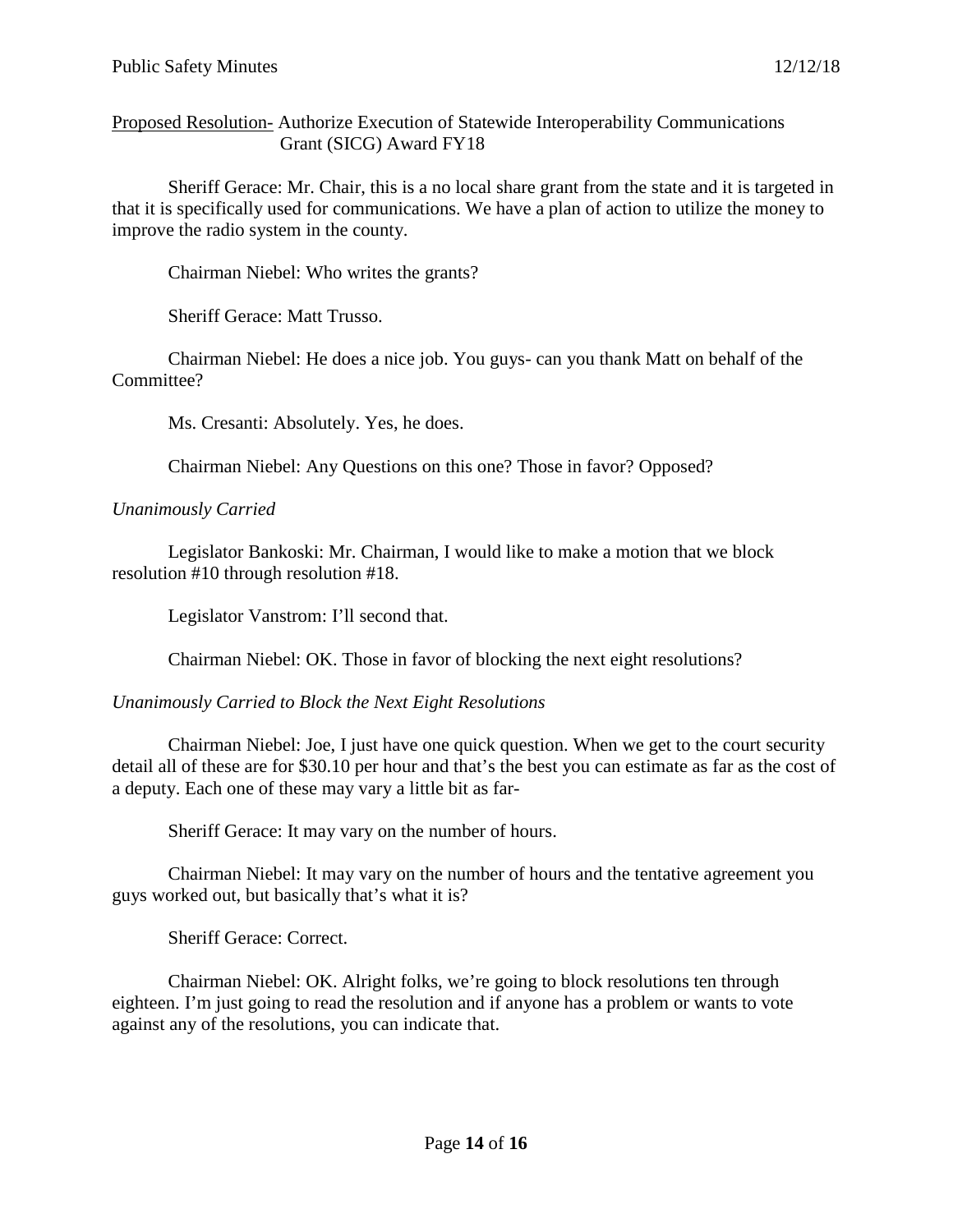Proposed Resolution- Authorize Execution of Statewide Interoperability Communications Grant (SICG) Award FY18

Sheriff Gerace: Mr. Chair, this is a no local share grant from the state and it is targeted in that it is specifically used for communications. We have a plan of action to utilize the money to improve the radio system in the county.

Chairman Niebel: Who writes the grants?

Sheriff Gerace: Matt Trusso.

Chairman Niebel: He does a nice job. You guys- can you thank Matt on behalf of the Committee?

Ms. Cresanti: Absolutely. Yes, he does.

Chairman Niebel: Any Questions on this one? Those in favor? Opposed?

*Unanimously Carried*

Legislator Bankoski: Mr. Chairman, I would like to make a motion that we block resolution #10 through resolution #18.

Legislator Vanstrom: I'll second that.

Chairman Niebel: OK. Those in favor of blocking the next eight resolutions?

*Unanimously Carried to Block the Next Eight Resolutions*

Chairman Niebel: Joe, I just have one quick question. When we get to the court security detail all of these are for $30.10 per hour and that's the best you can estimate as far as the cost of a deputy. Each one of these may vary a little bit as far-

Sheriff Gerace: It may vary on the number of hours.

Chairman Niebel: It may vary on the number of hours and the tentative agreement you guys worked out, but basically that's what it is?

Sheriff Gerace: Correct.

Chairman Niebel: OK. Alright folks, we're going to block resolutions ten through eighteen. I'm just going to read the resolution and if anyone has a problem or wants to vote against any of the resolutions, you can indicate that.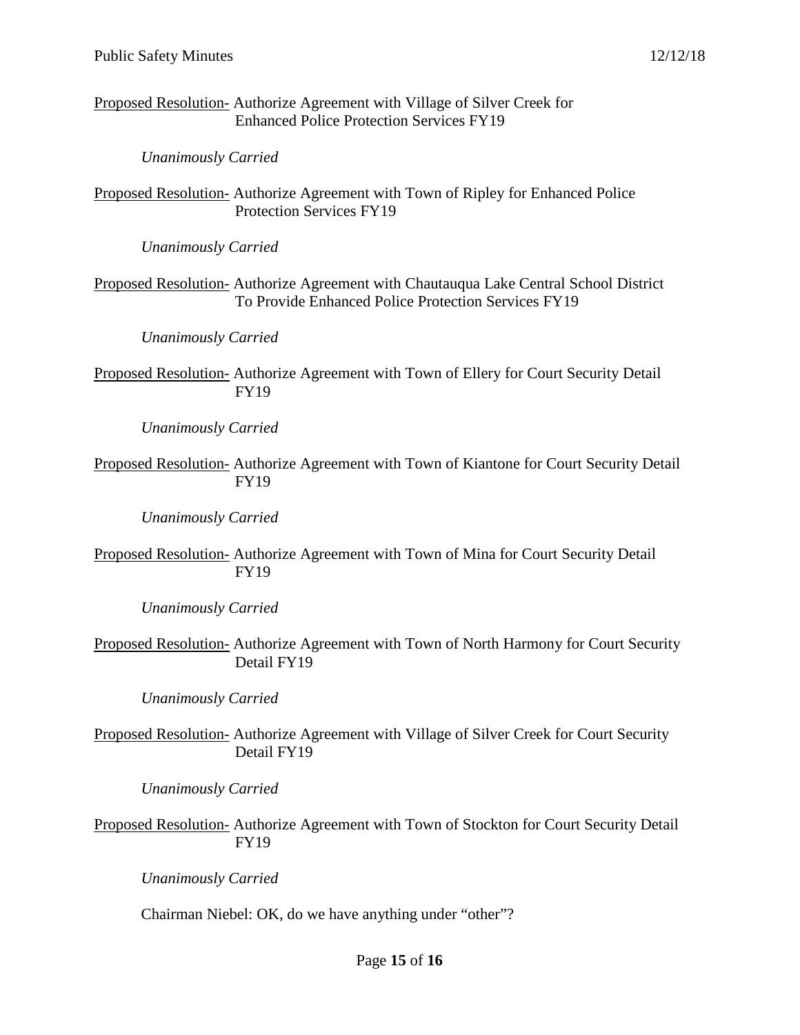<u>Proposed Resolution-</u> Authorize Agreement with Village of Silver Creek for Enhanced Police Protection Services FY19

*Unanimously Carried*

<u>Proposed Resolution-</u> Authorize Agreement with Town of Ripley for Enhanced Police Protection Services FY19

*Unanimously Carried*

<u>Proposed Resolution-</u> Authorize Agreement with Chautauqua Lake Central School District To Provide Enhanced Police Protection Services FY19

*Unanimously Carried*

<u>Proposed Resolution-</u> Authorize Agreement with Town of Ellery for Court Security Detail FY19

*Unanimously Carried*

<u>Proposed Resolution-</u> Authorize Agreement with Town of Kiantone for Court Security Detail FY19

*Unanimously Carried*

<u>Proposed Resolution-</u> Authorize Agreement with Town of Mina for Court Security Detail FY19

*Unanimously Carried*

<u>Proposed Resolution-</u> Authorize Agreement with Town of North Harmony for Court Security Detail FY19

*Unanimously Carried*

<u>Proposed Resolution-</u> Authorize Agreement with Village of Silver Creek for Court Security Detail FY19

*Unanimously Carried*

<u>Proposed Resolution-</u> Authorize Agreement with Town of Stockton for Court Security Detail FY19

*Unanimously Carried*

Chairman Niebel: OK, do we have anything under "other"?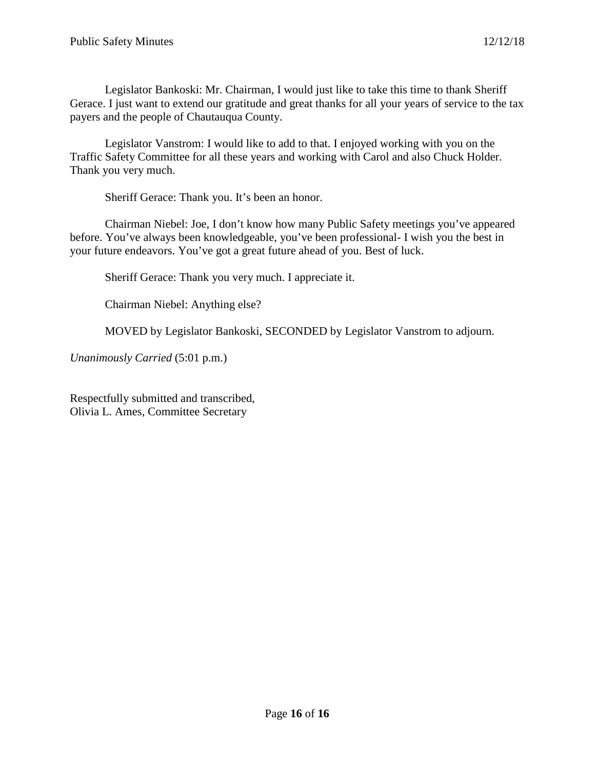Legislator Bankoski: Mr. Chairman, I would just like to take this time to thank Sheriff Gerace. I just want to extend our gratitude and great thanks for all your years of service to the tax payers and the people of Chautauqua County.

Legislator Vanstrom: I would like to add to that. I enjoyed working with you on the Traffic Safety Committee for all these years and working with Carol and also Chuck Holder. Thank you very much.

Sheriff Gerace: Thank you. It's been an honor.

Chairman Niebel: Joe, I don't know how many Public Safety meetings you've appeared before. You've always been knowledgeable, you've been professional- I wish you the best in your future endeavors. You've got a great future ahead of you. Best of luck.

Sheriff Gerace: Thank you very much. I appreciate it.

Chairman Niebel: Anything else?

MOVED by Legislator Bankoski, SECONDED by Legislator Vanstrom to adjourn.

*Unanimously Carried* (5:01 p.m.)

Respectfully submitted and transcribed,
Olivia L. Ames, Committee Secretary